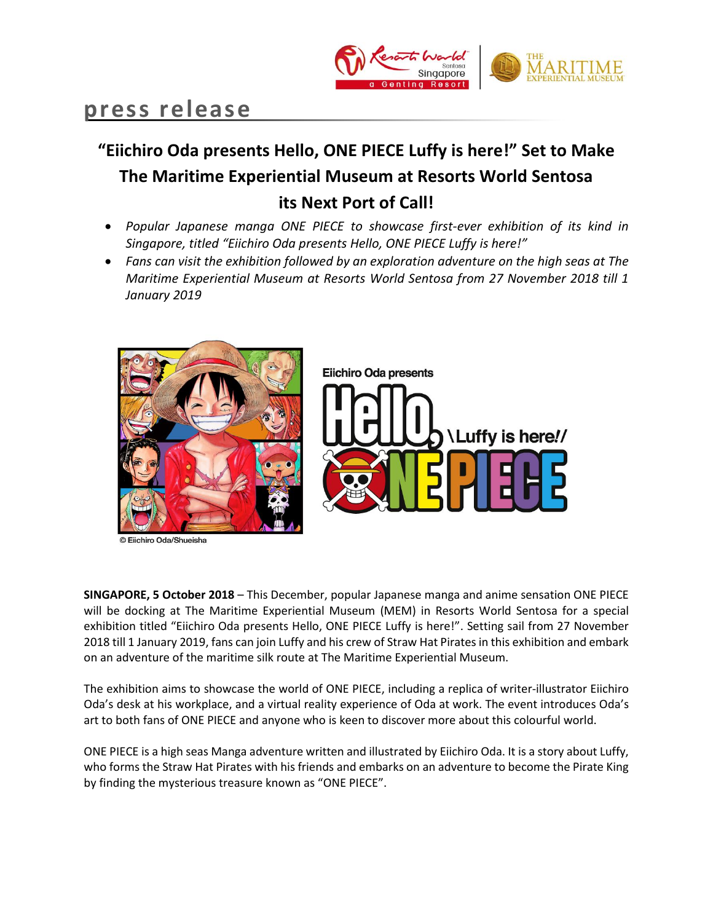# press release

## "Eiichiro Oda presents Hello, ONE PIECE Luffy is here!" Set to Make The Maritime Experiential Museum at Resorts World Sentosa its Next Port of Call!

- *Popular Japanese manga ONE PIECE to showcase first-ever exhibition of its kind in Singapore, titled "Eiichiro Oda presents Hello, ONE PIECE Luffy is here!"*
- *Fans can visit the exhibition followed by an exploration adventure on the high seas at The Maritime Experiential Museum at Resorts World Sentosa from 27 November 2018 till 1 January 2019*

© Eiichiro Oda/Shueisha

**SINGAPORE, 5 October 2018** – This December, popular Japanese manga and anime sensation ONE PIECE will be docking at The Maritime Experiential Museum (MEM) in Resorts World Sentosa for a special exhibition titled "Eiichiro Oda presents Hello, ONE PIECE Luffy is here!". Setting sail from 27 November 2018 till 1 January 2019, fans can join Luffy and his crew of Straw Hat Pirates in this exhibition and embark on an adventure of the maritime silk route at The Maritime Experiential Museum.

The exhibition aims to showcase the world of ONE PIECE, including a replica of writer-illustrator Eiichiro Oda's desk at his workplace, and a virtual reality experience of Oda at work. The event introduces Oda's art to both fans of ONE PIECE and anyone who is keen to discover more about this colourful world.

ONE PIECE is a high seas Manga adventure written and illustrated by Eiichiro Oda. It is a story about Luffy, who forms the Straw Hat Pirates with his friends and embarks on an adventure to become the Pirate King by finding the mysterious treasure known as "ONE PIECE".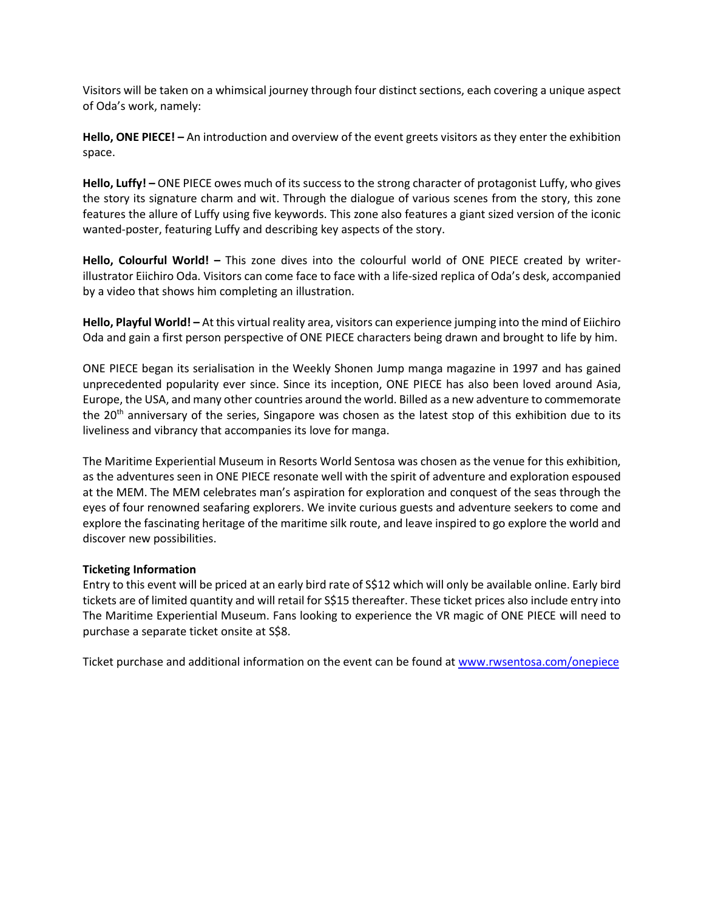Visitors will be taken on a whimsical journey through four distinct sections, each covering a unique aspect of Oda's work, namely:

**Hello, ONE PIECE! –** An introduction and overview of the event greets visitors as they enter the exhibition space.

**Hello, Luffy! –** ONE PIECE owes much of its success to the strong character of protagonist Luffy, who gives the story its signature charm and wit. Through the dialogue of various scenes from the story, this zone features the allure of Luffy using five keywords. This zone also features a giant sized version of the iconic wanted-poster, featuring Luffy and describing key aspects of the story.

**Hello, Colourful World! –** This zone dives into the colourful world of ONE PIECE created by writer-illustrator Eiichiro Oda. Visitors can come face to face with a life-sized replica of Oda's desk, accompanied by a video that shows him completing an illustration.

**Hello, Playful World! –** At this virtual reality area, visitors can experience jumping into the mind of Eiichiro Oda and gain a first person perspective of ONE PIECE characters being drawn and brought to life by him.

ONE PIECE began its serialisation in the Weekly Shonen Jump manga magazine in 1997 and has gained unprecedented popularity ever since. Since its inception, ONE PIECE has also been loved around Asia, Europe, the USA, and many other countries around the world. Billed as a new adventure to commemorate the 20th anniversary of the series, Singapore was chosen as the latest stop of this exhibition due to its liveliness and vibrancy that accompanies its love for manga.

The Maritime Experiential Museum in Resorts World Sentosa was chosen as the venue for this exhibition, as the adventures seen in ONE PIECE resonate well with the spirit of adventure and exploration espoused at the MEM. The MEM celebrates man's aspiration for exploration and conquest of the seas through the eyes of four renowned seafaring explorers. We invite curious guests and adventure seekers to come and explore the fascinating heritage of the maritime silk route, and leave inspired to go explore the world and discover new possibilities.

**Ticketing Information**

Entry to this event will be priced at an early bird rate of S$12 which will only be available online. Early bird tickets are of limited quantity and will retail for S$15 thereafter. These ticket prices also include entry into The Maritime Experiential Museum. Fans looking to experience the VR magic of ONE PIECE will need to purchase a separate ticket onsite at S$8.

Ticket purchase and additional information on the event can be found at [www.rwsentosa.com/onepiece](http://www.rwsentosa.com/onepiece)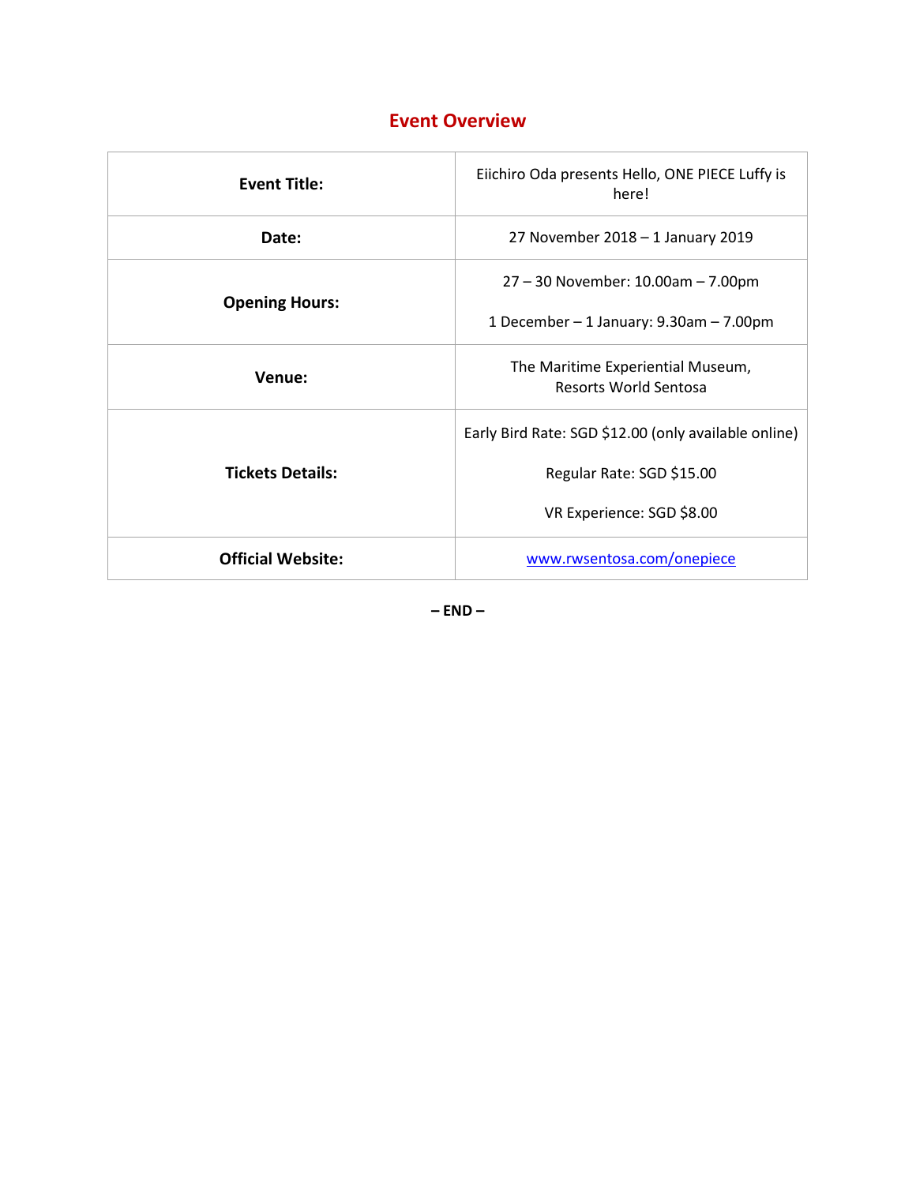## Event Overview

| | |
|---|---|
| **Event Title:** | Eiichiro Oda presents Hello, ONE PIECE Luffy is here! |
| **Date:** | 27 November 2018 – 1 January 2019 |
| **Opening Hours:** | 27 – 30 November: 10.00am – 7.00pm<br><br>1 December – 1 January: 9.30am – 7.00pm |
| **Venue:** | The Maritime Experiential Museum, Resorts World Sentosa |
| **Tickets Details:** | Early Bird Rate: SGD $12.00 (only available online)<br><br>Regular Rate: SGD $15.00<br><br>VR Experience: SGD $8.00 |
| **Official Website:** | www.rwsentosa.com/onepiece |

**– END –**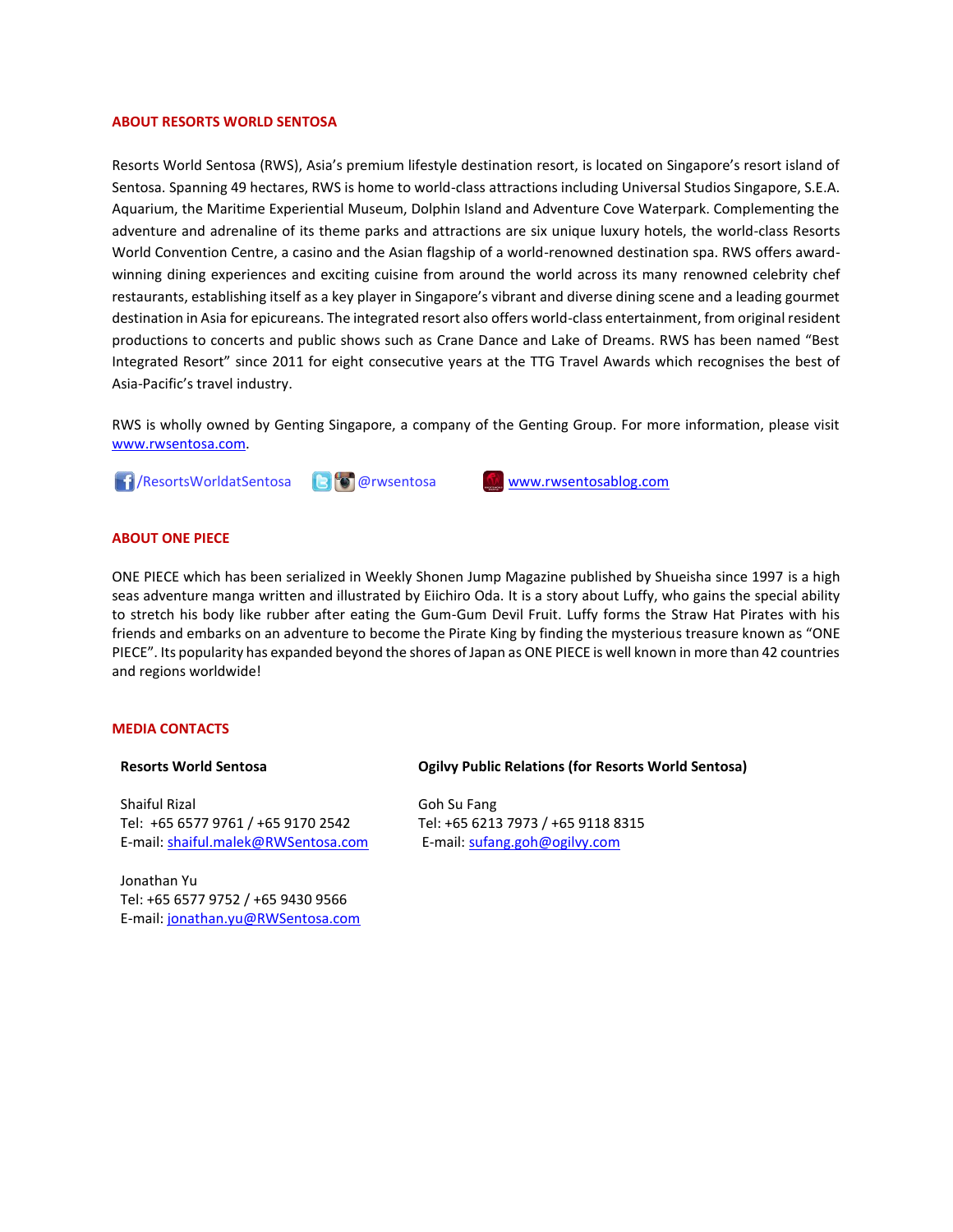## ABOUT RESORTS WORLD SENTOSA

Resorts World Sentosa (RWS), Asia's premium lifestyle destination resort, is located on Singapore's resort island of Sentosa. Spanning 49 hectares, RWS is home to world-class attractions including Universal Studios Singapore, S.E.A. Aquarium, the Maritime Experiential Museum, Dolphin Island and Adventure Cove Waterpark. Complementing the adventure and adrenaline of its theme parks and attractions are six unique luxury hotels, the world-class Resorts World Convention Centre, a casino and the Asian flagship of a world-renowned destination spa. RWS offers award-winning dining experiences and exciting cuisine from around the world across its many renowned celebrity chef restaurants, establishing itself as a key player in Singapore's vibrant and diverse dining scene and a leading gourmet destination in Asia for epicureans. The integrated resort also offers world-class entertainment, from original resident productions to concerts and public shows such as Crane Dance and Lake of Dreams. RWS has been named "Best Integrated Resort" since 2011 for eight consecutive years at the TTG Travel Awards which recognises the best of Asia-Pacific's travel industry.

RWS is wholly owned by Genting Singapore, a company of the Genting Group. For more information, please visit www.rwsentosa.com.

/ResortsWorldatSentosa @rwsentosa www.rwsentosablog.com

## ABOUT ONE PIECE

ONE PIECE which has been serialized in Weekly Shonen Jump Magazine published by Shueisha since 1997 is a high seas adventure manga written and illustrated by Eiichiro Oda. It is a story about Luffy, who gains the special ability to stretch his body like rubber after eating the Gum-Gum Devil Fruit. Luffy forms the Straw Hat Pirates with his friends and embarks on an adventure to become the Pirate King by finding the mysterious treasure known as "ONE PIECE". Its popularity has expanded beyond the shores of Japan as ONE PIECE is well known in more than 42 countries and regions worldwide!

## MEDIA CONTACTS

**Resorts World Sentosa**

Shaiful Rizal
Tel: +65 6577 9761 / +65 9170 2542
E-mail: shaiful.malek@RWSentosa.com

Jonathan Yu
Tel: +65 6577 9752 / +65 9430 9566
E-mail: jonathan.yu@RWSentosa.com

**Ogilvy Public Relations (for Resorts World Sentosa)**

Goh Su Fang
Tel: +65 6213 7973 / +65 9118 8315
E-mail: sufang.goh@ogilvy.com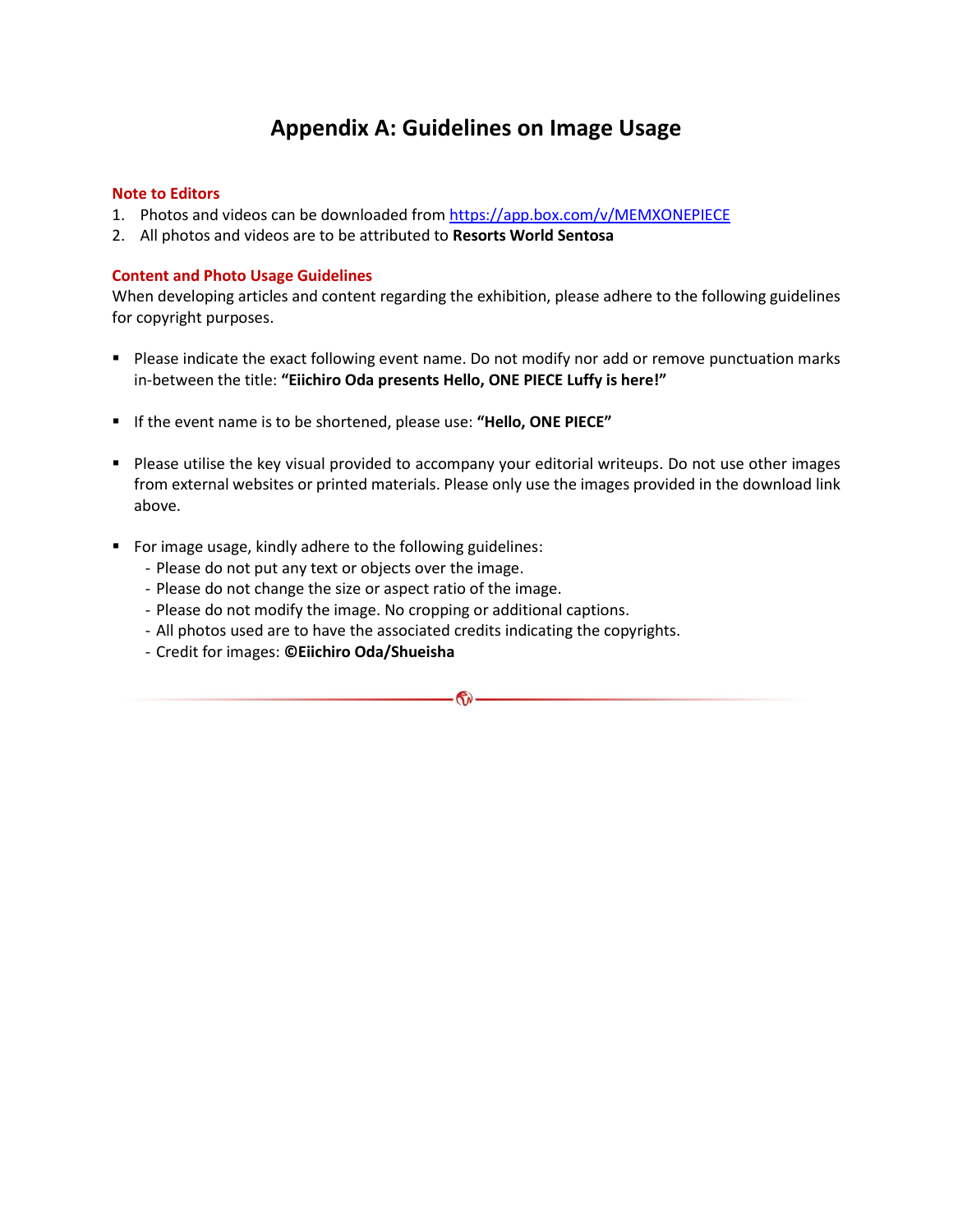# Appendix A: Guidelines on Image Usage

**Note to Editors**

1. Photos and videos can be downloaded from [https://app.box.com/v/MEMXONEPIECE](https://app.box.com/v/MEMXONEPIECE)
2. All photos and videos are to be attributed to **Resorts World Sentosa**

**Content and Photo Usage Guidelines**

When developing articles and content regarding the exhibition, please adhere to the following guidelines for copyright purposes.

- Please indicate the exact following event name. Do not modify nor add or remove punctuation marks in-between the title: **“Eiichiro Oda presents Hello, ONE PIECE Luffy is here!”**

- If the event name is to be shortened, please use: **“Hello, ONE PIECE”**

- Please utilise the key visual provided to accompany your editorial writeups. Do not use other images from external websites or printed materials. Please only use the images provided in the download link above.

- For image usage, kindly adhere to the following guidelines:
  - Please do not put any text or objects over the image.
  - Please do not change the size or aspect ratio of the image.
  - Please do not modify the image. No cropping or additional captions.
  - All photos used are to have the associated credits indicating the copyrights.
  - Credit for images: **©Eiichiro Oda/Shueisha**